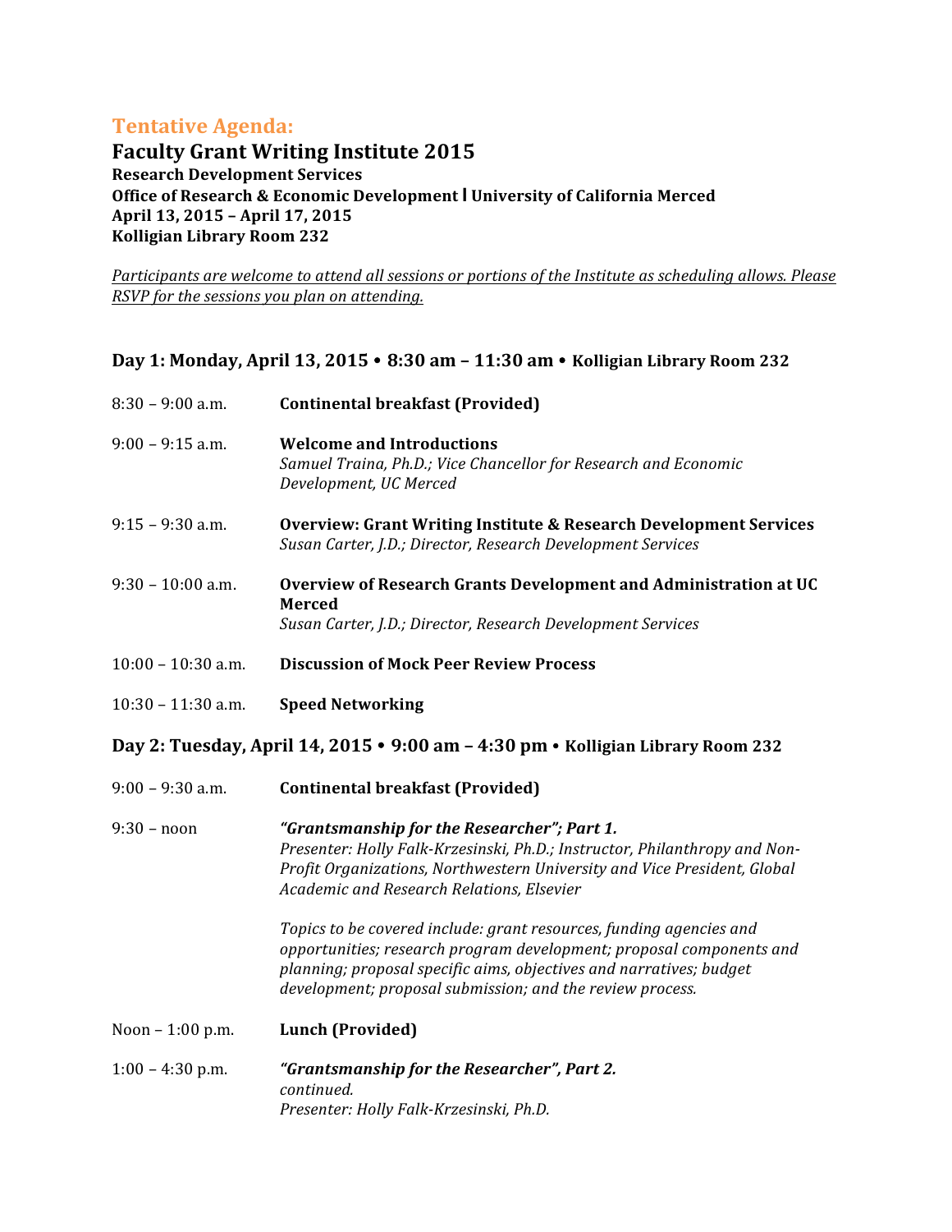## Tentative Agenda:

# Faculty Grant Writing Institute 2015

**Research Development Services**
**Office of Research & Economic Development | University of California Merced**
**April 13, 2015 – April 17, 2015**
**Kolligian Library Room 232**

*Participants are welcome to attend all sessions or portions of the Institute as scheduling allows. Please RSVP for the sessions you plan on attending.*

### Day 1: Monday, April 13, 2015 • 8:30 am – 11:30 am • Kolligian Library Room 232

8:30 – 9:00 a.m. **Continental breakfast (Provided)**

9:00 – 9:15 a.m. **Welcome and Introductions**
*Samuel Traina, Ph.D.; Vice Chancellor for Research and Economic Development, UC Merced*

9:15 – 9:30 a.m. **Overview: Grant Writing Institute & Research Development Services**
*Susan Carter, J.D.; Director, Research Development Services*

9:30 – 10:00 a.m. **Overview of Research Grants Development and Administration at UC Merced**
*Susan Carter, J.D.; Director, Research Development Services*

10:00 – 10:30 a.m. **Discussion of Mock Peer Review Process**

10:30 – 11:30 a.m. **Speed Networking**

### Day 2: Tuesday, April 14, 2015 • 9:00 am – 4:30 pm • Kolligian Library Room 232

9:00 – 9:30 a.m. **Continental breakfast (Provided)**

9:30 – noon ***"Grantsmanship for the Researcher"; Part 1.***
*Presenter: Holly Falk-Krzesinski, Ph.D.; Instructor, Philanthropy and Non-Profit Organizations, Northwestern University and Vice President, Global Academic and Research Relations, Elsevier*

*Topics to be covered include: grant resources, funding agencies and opportunities; research program development; proposal components and planning; proposal specific aims, objectives and narratives; budget development; proposal submission; and the review process.*

Noon – 1:00 p.m. **Lunch (Provided)**

1:00 – 4:30 p.m. ***"Grantsmanship for the Researcher", Part 2.***
*continued.*
*Presenter: Holly Falk-Krzesinski, Ph.D.*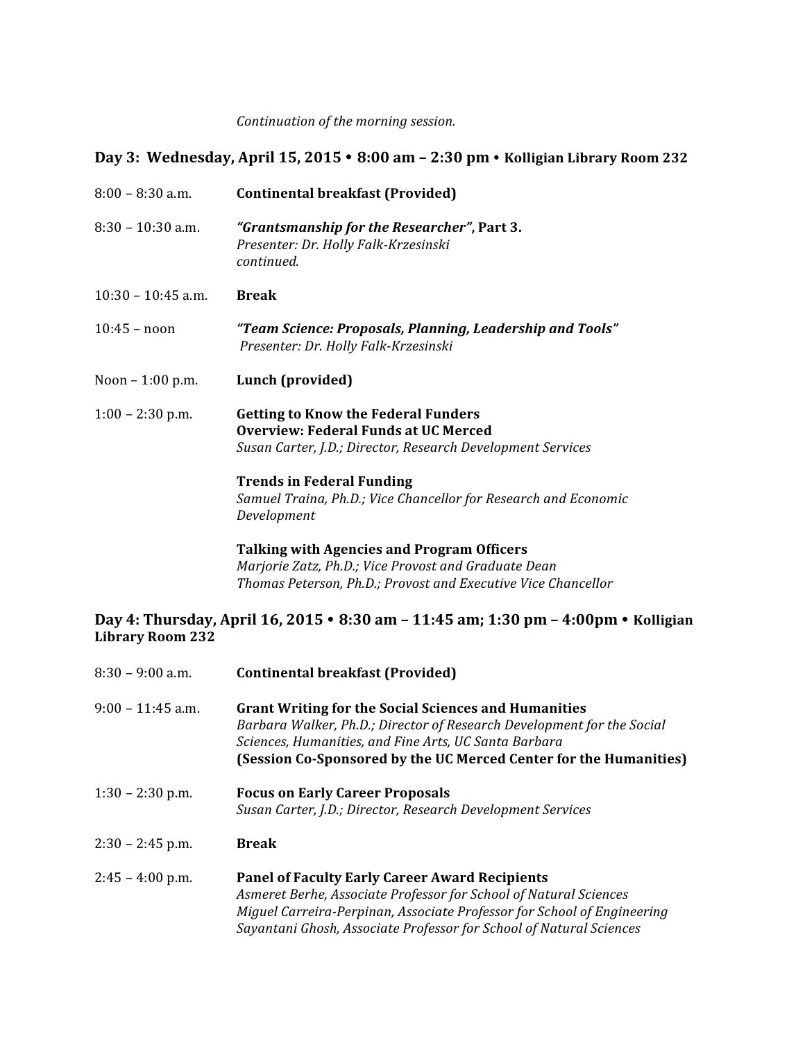*Continuation of the morning session.*

## Day 3: Wednesday, April 15, 2015 • 8:00 am – 2:30 pm • Kolligian Library Room 232

8:00 – 8:30 a.m. **Continental breakfast (Provided)**

8:30 – 10:30 a.m. ***"Grantsmanship for the Researcher"*, Part 3.**
*Presenter: Dr. Holly Falk-Krzesinski*
*continued.*

10:30 – 10:45 a.m. **Break**

10:45 – noon ***"Team Science: Proposals, Planning, Leadership and Tools"***
*Presenter: Dr. Holly Falk-Krzesinski*

Noon – 1:00 p.m. **Lunch (provided)**

1:00 – 2:30 p.m. **Getting to Know the Federal Funders**
**Overview: Federal Funds at UC Merced**
*Susan Carter, J.D.; Director, Research Development Services*

**Trends in Federal Funding**
*Samuel Traina, Ph.D.; Vice Chancellor for Research and Economic Development*

**Talking with Agencies and Program Officers**
*Marjorie Zatz, Ph.D.; Vice Provost and Graduate Dean*
*Thomas Peterson, Ph.D.; Provost and Executive Vice Chancellor*

## Day 4: Thursday, April 16, 2015 • 8:30 am – 11:45 am; 1:30 pm – 4:00pm • Kolligian Library Room 232

8:30 – 9:00 a.m. **Continental breakfast (Provided)**

9:00 – 11:45 a.m. **Grant Writing for the Social Sciences and Humanities**
*Barbara Walker, Ph.D.; Director of Research Development for the Social Sciences, Humanities, and Fine Arts, UC Santa Barbara*
**(Session Co-Sponsored by the UC Merced Center for the Humanities)**

1:30 – 2:30 p.m. **Focus on Early Career Proposals**
*Susan Carter, J.D.; Director, Research Development Services*

2:30 – 2:45 p.m. **Break**

2:45 – 4:00 p.m. **Panel of Faculty Early Career Award Recipients**
*Asmeret Berhe, Associate Professor for School of Natural Sciences*
*Miguel Carreira-Perpinan, Associate Professor for School of Engineering*
*Sayantani Ghosh, Associate Professor for School of Natural Sciences*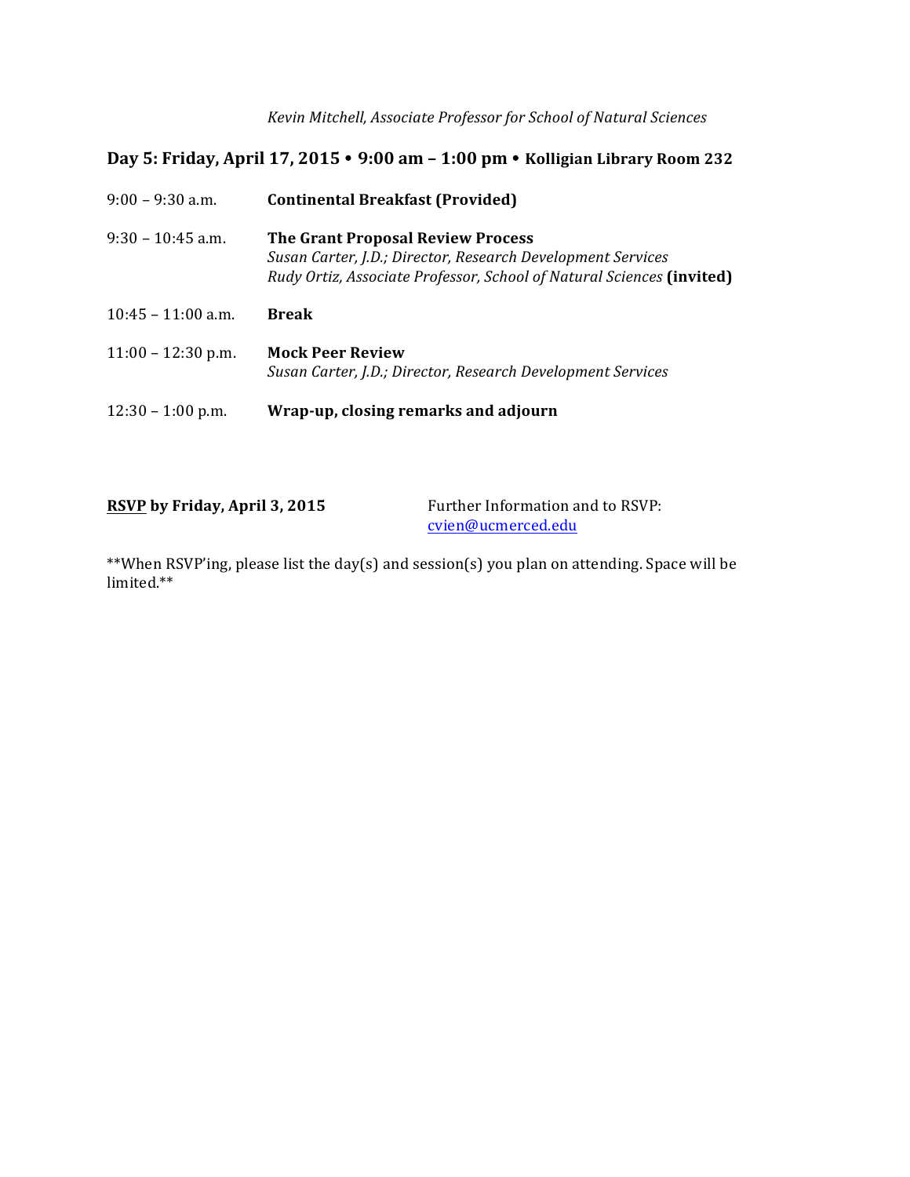*Kevin Mitchell, Associate Professor for School of Natural Sciences*

## Day 5: Friday, April 17, 2015 • 9:00 am – 1:00 pm • Kolligian Library Room 232

| | |
|---|---|
| 9:00 – 9:30 a.m. | **Continental Breakfast (Provided)** |
| 9:30 – 10:45 a.m. | **The Grant Proposal Review Process**<br>*Susan Carter, J.D.; Director, Research Development Services*<br>*Rudy Ortiz, Associate Professor, School of Natural Sciences* **(invited)** |
| 10:45 – 11:00 a.m. | **Break** |
| 11:00 – 12:30 p.m. | **Mock Peer Review**<br>*Susan Carter, J.D.; Director, Research Development Services* |
| 12:30 – 1:00 p.m. | **Wrap-up, closing remarks and adjourn** |

**RSVP by Friday, April 3, 2015**

Further Information and to RSVP: cvien@ucmerced.edu

**When RSVP'ing, please list the day(s) and session(s) you plan on attending. Space will be limited.**